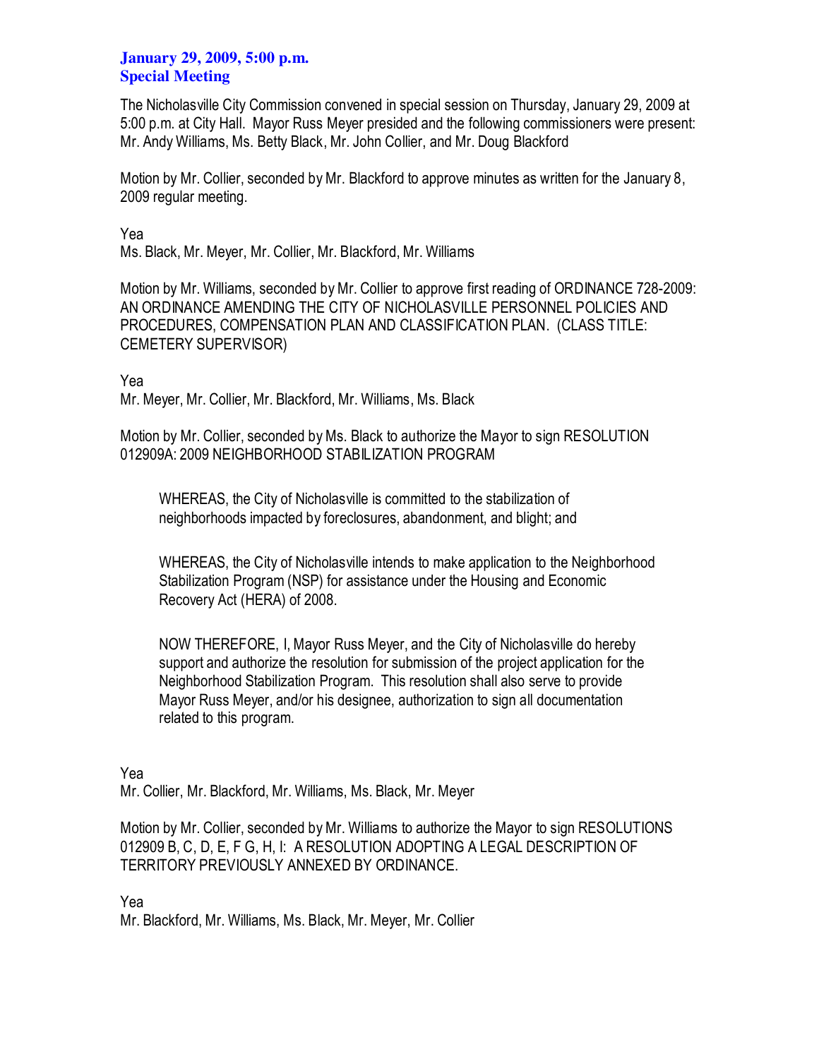## January 29, 2009, 5:00 p.m.
## Special Meeting

The Nicholasville City Commission convened in special session on Thursday, January 29, 2009 at 5:00 p.m. at City Hall. Mayor Russ Meyer presided and the following commissioners were present: Mr. Andy Williams, Ms. Betty Black, Mr. John Collier, and Mr. Doug Blackford

Motion by Mr. Collier, seconded by Mr. Blackford to approve minutes as written for the January 8, 2009 regular meeting.

Yea
Ms. Black, Mr. Meyer, Mr. Collier, Mr. Blackford, Mr. Williams

Motion by Mr. Williams, seconded by Mr. Collier to approve first reading of ORDINANCE 728-2009: AN ORDINANCE AMENDING THE CITY OF NICHOLASVILLE PERSONNEL POLICIES AND PROCEDURES, COMPENSATION PLAN AND CLASSIFICATION PLAN. (CLASS TITLE: CEMETERY SUPERVISOR)

Yea
Mr. Meyer, Mr. Collier, Mr. Blackford, Mr. Williams, Ms. Black

Motion by Mr. Collier, seconded by Ms. Black to authorize the Mayor to sign RESOLUTION 012909A: 2009 NEIGHBORHOOD STABILIZATION PROGRAM

> WHEREAS, the City of Nicholasville is committed to the stabilization of neighborhoods impacted by foreclosures, abandonment, and blight; and
>
> WHEREAS, the City of Nicholasville intends to make application to the Neighborhood Stabilization Program (NSP) for assistance under the Housing and Economic Recovery Act (HERA) of 2008.
>
> NOW THEREFORE, I, Mayor Russ Meyer, and the City of Nicholasville do hereby support and authorize the resolution for submission of the project application for the Neighborhood Stabilization Program. This resolution shall also serve to provide Mayor Russ Meyer, and/or his designee, authorization to sign all documentation related to this program.

Yea
Mr. Collier, Mr. Blackford, Mr. Williams, Ms. Black, Mr. Meyer

Motion by Mr. Collier, seconded by Mr. Williams to authorize the Mayor to sign RESOLUTIONS 012909 B, C, D, E, F G, H, I: A RESOLUTION ADOPTING A LEGAL DESCRIPTION OF TERRITORY PREVIOUSLY ANNEXED BY ORDINANCE.

Yea
Mr. Blackford, Mr. Williams, Ms. Black, Mr. Meyer, Mr. Collier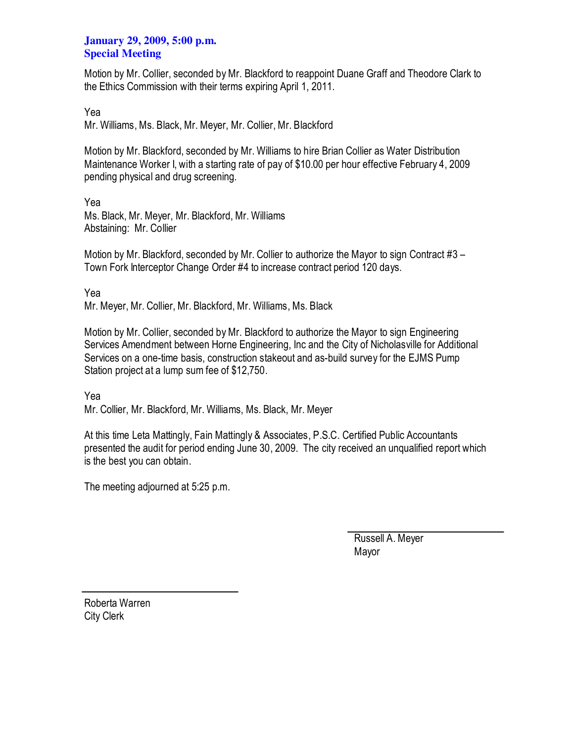**January 29, 2009, 5:00 p.m.**
**Special Meeting**

Motion by Mr. Collier, seconded by Mr. Blackford to reappoint Duane Graff and Theodore Clark to the Ethics Commission with their terms expiring April 1, 2011.

Yea
Mr. Williams, Ms. Black, Mr. Meyer, Mr. Collier, Mr. Blackford

Motion by Mr. Blackford, seconded by Mr. Williams to hire Brian Collier as Water Distribution Maintenance Worker I, with a starting rate of pay of $10.00 per hour effective February 4, 2009 pending physical and drug screening.

Yea
Ms. Black, Mr. Meyer, Mr. Blackford, Mr. Williams
Abstaining: Mr. Collier

Motion by Mr. Blackford, seconded by Mr. Collier to authorize the Mayor to sign Contract #3 – Town Fork Interceptor Change Order #4 to increase contract period 120 days.

Yea
Mr. Meyer, Mr. Collier, Mr. Blackford, Mr. Williams, Ms. Black

Motion by Mr. Collier, seconded by Mr. Blackford to authorize the Mayor to sign Engineering Services Amendment between Horne Engineering, Inc and the City of Nicholasville for Additional Services on a one-time basis, construction stakeout and as-build survey for the EJMS Pump Station project at a lump sum fee of $12,750.

Yea
Mr. Collier, Mr. Blackford, Mr. Williams, Ms. Black, Mr. Meyer

At this time Leta Mattingly, Fain Mattingly & Associates, P.S.C. Certified Public Accountants presented the audit for period ending June 30, 2009. The city received an unqualified report which is the best you can obtain.

The meeting adjourned at 5:25 p.m.

Russell A. Meyer
Mayor

Roberta Warren
City Clerk